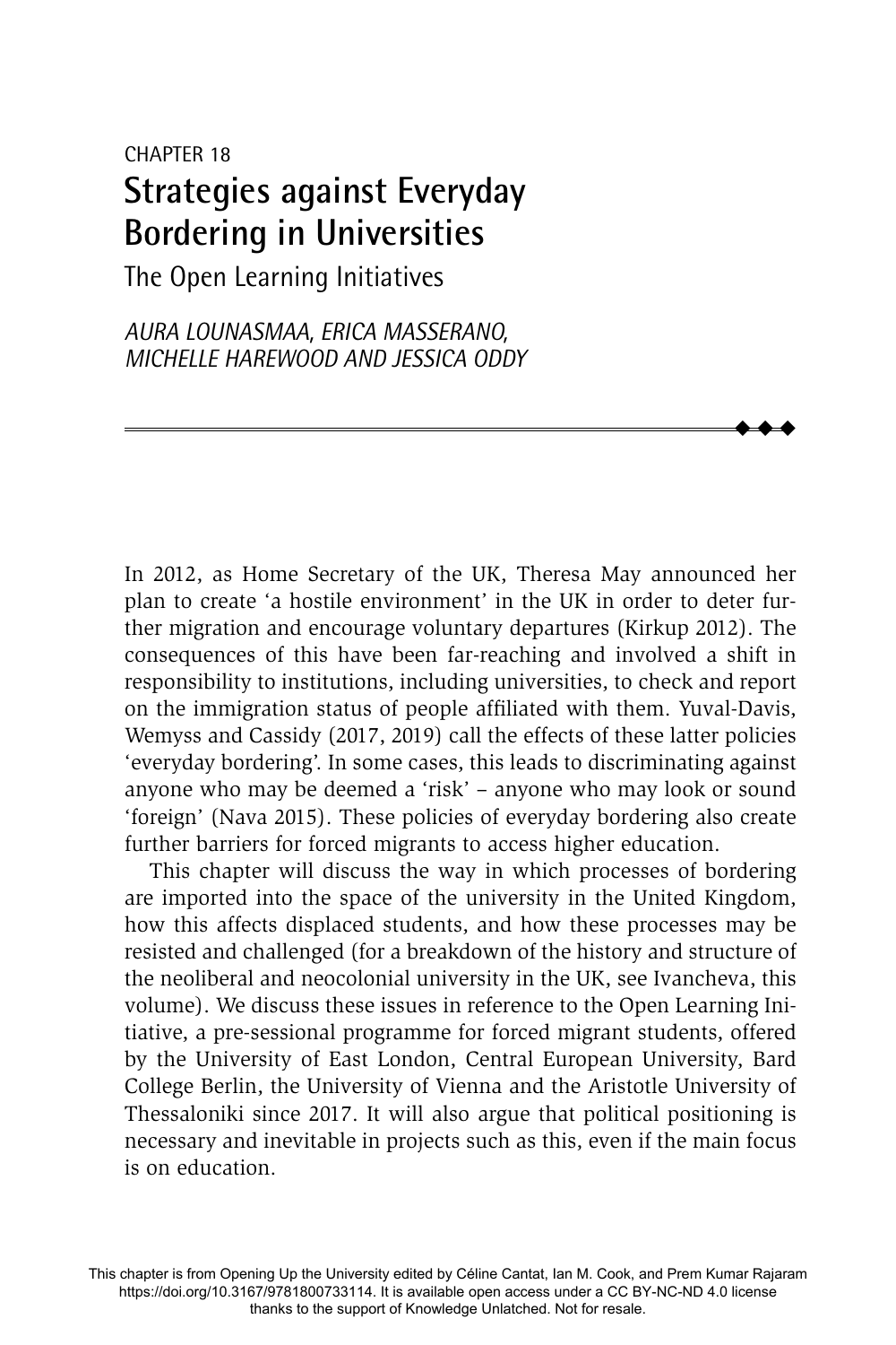CHAPTER 18

# Strategies against Everyday Bordering in Universities

## The Open Learning Initiatives

*AURA LOUNASMAA, ERICA MASSERANO, MICHELLE HAREWOOD AND JESSICA ODDY*

In 2012, as Home Secretary of the UK, Theresa May announced her plan to create 'a hostile environment' in the UK in order to deter further migration and encourage voluntary departures (Kirkup 2012). The consequences of this have been far-reaching and involved a shift in responsibility to institutions, including universities, to check and report on the immigration status of people affiliated with them. Yuval-Davis, Wemyss and Cassidy (2017, 2019) call the effects of these latter policies 'everyday bordering'. In some cases, this leads to discriminating against anyone who may be deemed a 'risk' – anyone who may look or sound 'foreign' (Nava 2015). These policies of everyday bordering also create further barriers for forced migrants to access higher education.

This chapter will discuss the way in which processes of bordering are imported into the space of the university in the United Kingdom, how this affects displaced students, and how these processes may be resisted and challenged (for a breakdown of the history and structure of the neoliberal and neocolonial university in the UK, see Ivancheva, this volume). We discuss these issues in reference to the Open Learning Initiative, a pre-sessional programme for forced migrant students, offered by the University of East London, Central European University, Bard College Berlin, the University of Vienna and the Aristotle University of Thessaloniki since 2017. It will also argue that political positioning is necessary and inevitable in projects such as this, even if the main focus is on education.

This chapter is from Opening Up the University edited by Céline Cantat, Ian M. Cook, and Prem Kumar Rajaram https://doi.org/10.3167/9781800733114. It is available open access under a CC BY-NC-ND 4.0 license thanks to the support of Knowledge Unlatched. Not for resale.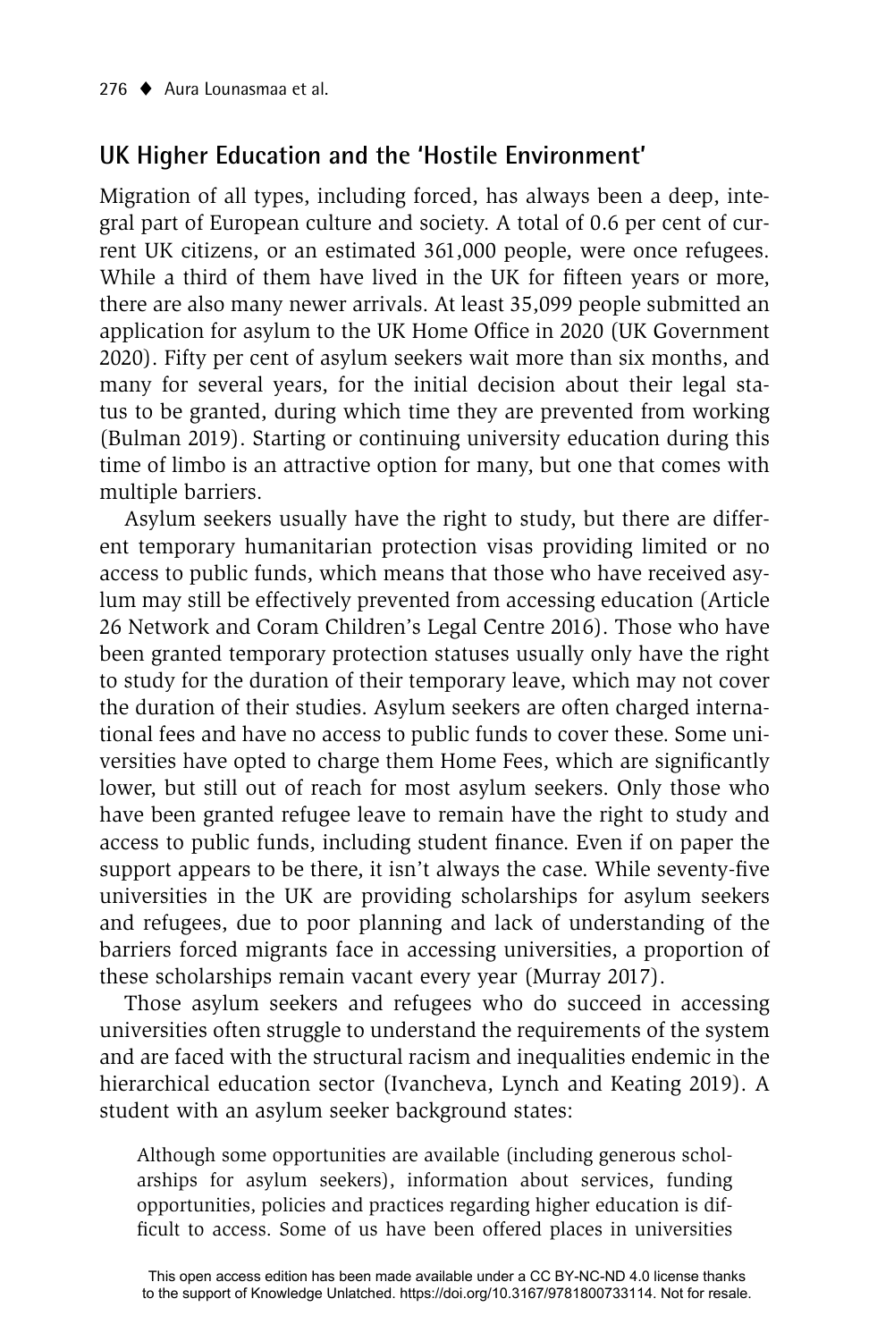## UK Higher Education and the 'Hostile Environment'

Migration of all types, including forced, has always been a deep, integral part of European culture and society. A total of 0.6 per cent of current UK citizens, or an estimated 361,000 people, were once refugees. While a third of them have lived in the UK for fifteen years or more, there are also many newer arrivals. At least 35,099 people submitted an application for asylum to the UK Home Office in 2020 (UK Government 2020). Fifty per cent of asylum seekers wait more than six months, and many for several years, for the initial decision about their legal status to be granted, during which time they are prevented from working (Bulman 2019). Starting or continuing university education during this time of limbo is an attractive option for many, but one that comes with multiple barriers.

Asylum seekers usually have the right to study, but there are different temporary humanitarian protection visas providing limited or no access to public funds, which means that those who have received asylum may still be effectively prevented from accessing education (Article 26 Network and Coram Children's Legal Centre 2016). Those who have been granted temporary protection statuses usually only have the right to study for the duration of their temporary leave, which may not cover the duration of their studies. Asylum seekers are often charged international fees and have no access to public funds to cover these. Some universities have opted to charge them Home Fees, which are significantly lower, but still out of reach for most asylum seekers. Only those who have been granted refugee leave to remain have the right to study and access to public funds, including student finance. Even if on paper the support appears to be there, it isn't always the case. While seventy-five universities in the UK are providing scholarships for asylum seekers and refugees, due to poor planning and lack of understanding of the barriers forced migrants face in accessing universities, a proportion of these scholarships remain vacant every year (Murray 2017).

Those asylum seekers and refugees who do succeed in accessing universities often struggle to understand the requirements of the system and are faced with the structural racism and inequalities endemic in the hierarchical education sector (Ivancheva, Lynch and Keating 2019). A student with an asylum seeker background states:

> Although some opportunities are available (including generous scholarships for asylum seekers), information about services, funding opportunities, policies and practices regarding higher education is difficult to access. Some of us have been offered places in universities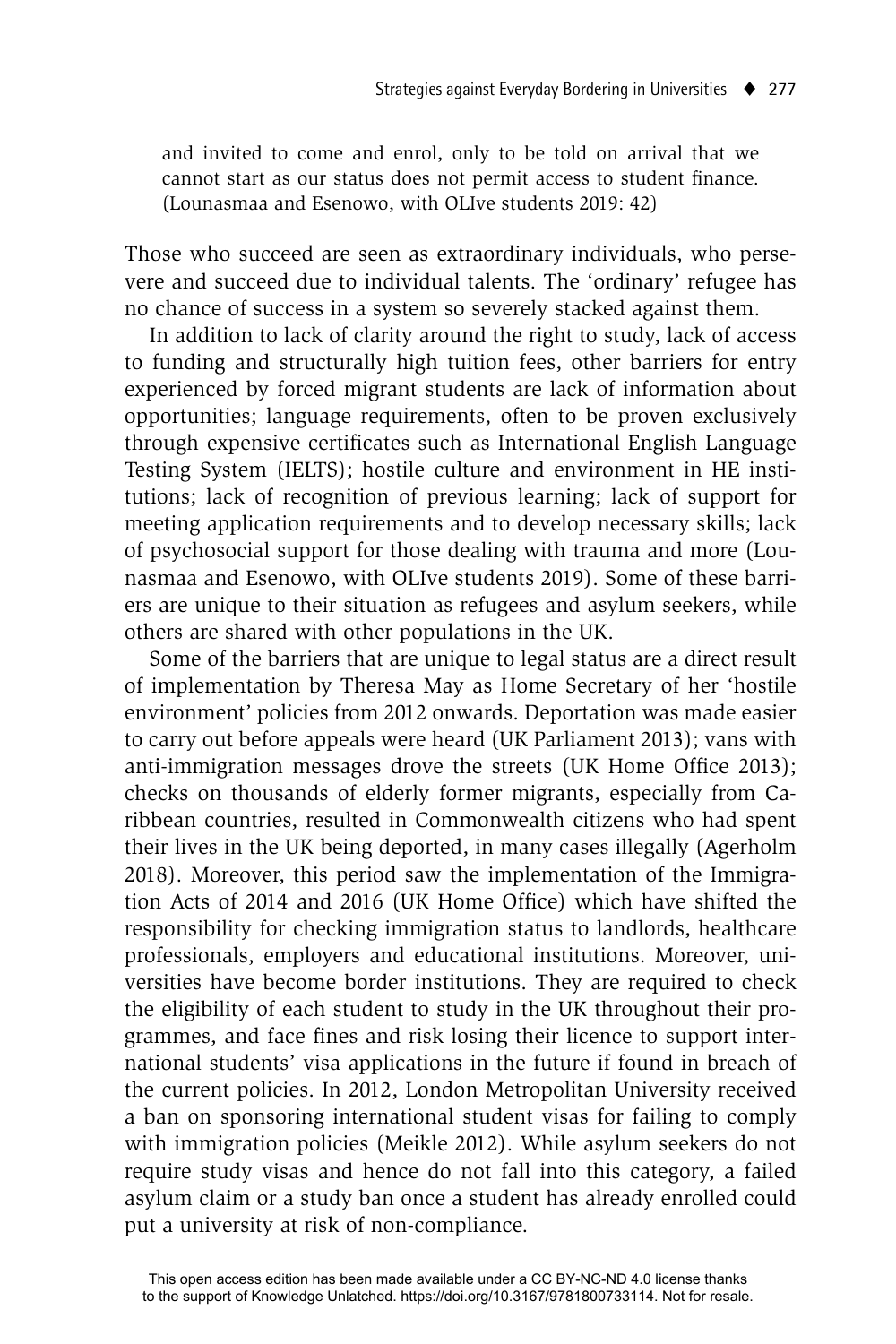> and invited to come and enrol, only to be told on arrival that we cannot start as our status does not permit access to student finance. (Lounasmaa and Esenowo, with OLIve students 2019: 42)

Those who succeed are seen as extraordinary individuals, who persevere and succeed due to individual talents. The 'ordinary' refugee has no chance of success in a system so severely stacked against them.

In addition to lack of clarity around the right to study, lack of access to funding and structurally high tuition fees, other barriers for entry experienced by forced migrant students are lack of information about opportunities; language requirements, often to be proven exclusively through expensive certificates such as International English Language Testing System (IELTS); hostile culture and environment in HE institutions; lack of recognition of previous learning; lack of support for meeting application requirements and to develop necessary skills; lack of psychosocial support for those dealing with trauma and more (Lounasmaa and Esenowo, with OLIve students 2019). Some of these barriers are unique to their situation as refugees and asylum seekers, while others are shared with other populations in the UK.

Some of the barriers that are unique to legal status are a direct result of implementation by Theresa May as Home Secretary of her 'hostile environment' policies from 2012 onwards. Deportation was made easier to carry out before appeals were heard (UK Parliament 2013); vans with anti-immigration messages drove the streets (UK Home Office 2013); checks on thousands of elderly former migrants, especially from Caribbean countries, resulted in Commonwealth citizens who had spent their lives in the UK being deported, in many cases illegally (Agerholm 2018). Moreover, this period saw the implementation of the Immigration Acts of 2014 and 2016 (UK Home Office) which have shifted the responsibility for checking immigration status to landlords, healthcare professionals, employers and educational institutions. Moreover, universities have become border institutions. They are required to check the eligibility of each student to study in the UK throughout their programmes, and face fines and risk losing their licence to support international students' visa applications in the future if found in breach of the current policies. In 2012, London Metropolitan University received a ban on sponsoring international student visas for failing to comply with immigration policies (Meikle 2012). While asylum seekers do not require study visas and hence do not fall into this category, a failed asylum claim or a study ban once a student has already enrolled could put a university at risk of non-compliance.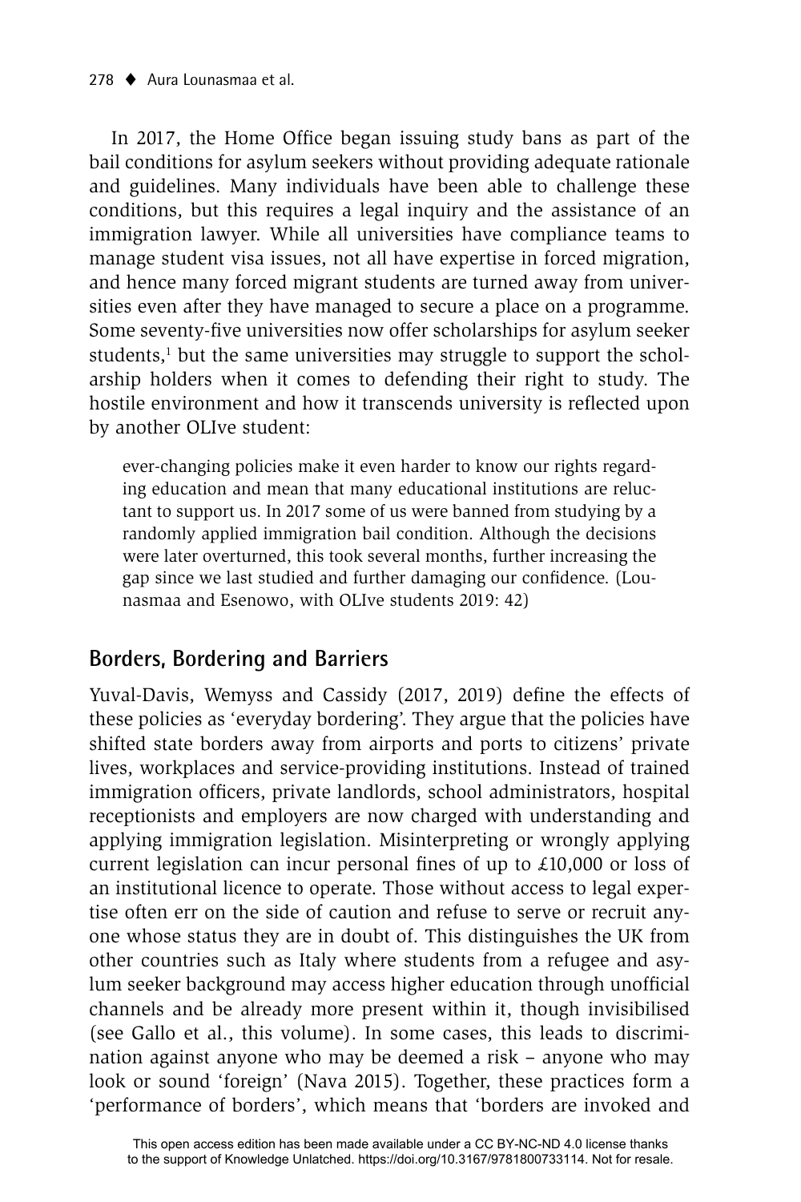In 2017, the Home Office began issuing study bans as part of the bail conditions for asylum seekers without providing adequate rationale and guidelines. Many individuals have been able to challenge these conditions, but this requires a legal inquiry and the assistance of an immigration lawyer. While all universities have compliance teams to manage student visa issues, not all have expertise in forced migration, and hence many forced migrant students are turned away from universities even after they have managed to secure a place on a programme. Some seventy-five universities now offer scholarships for asylum seeker students,[1] but the same universities may struggle to support the scholarship holders when it comes to defending their right to study. The hostile environment and how it transcends university is reflected upon by another OLIve student:

> ever-changing policies make it even harder to know our rights regarding education and mean that many educational institutions are reluctant to support us. In 2017 some of us were banned from studying by a randomly applied immigration bail condition. Although the decisions were later overturned, this took several months, further increasing the gap since we last studied and further damaging our confidence. (Lounasmaa and Esenowo, with OLIve students 2019: 42)

## Borders, Bordering and Barriers

Yuval-Davis, Wemyss and Cassidy (2017, 2019) define the effects of these policies as 'everyday bordering'. They argue that the policies have shifted state borders away from airports and ports to citizens' private lives, workplaces and service-providing institutions. Instead of trained immigration officers, private landlords, school administrators, hospital receptionists and employers are now charged with understanding and applying immigration legislation. Misinterpreting or wrongly applying current legislation can incur personal fines of up to £10,000 or loss of an institutional licence to operate. Those without access to legal expertise often err on the side of caution and refuse to serve or recruit anyone whose status they are in doubt of. This distinguishes the UK from other countries such as Italy where students from a refugee and asylum seeker background may access higher education through unofficial channels and be already more present within it, though invisibilised (see Gallo et al., this volume). In some cases, this leads to discrimination against anyone who may be deemed a risk – anyone who may look or sound 'foreign' (Nava 2015). Together, these practices form a 'performance of borders', which means that 'borders are invoked and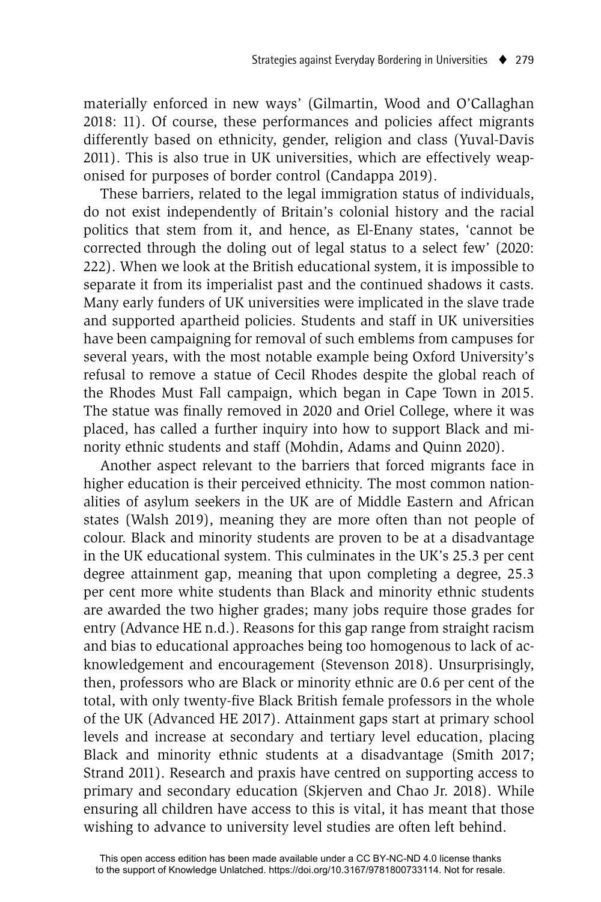materially enforced in new ways' (Gilmartin, Wood and O'Callaghan 2018: 11). Of course, these performances and policies affect migrants differently based on ethnicity, gender, religion and class (Yuval-Davis 2011). This is also true in UK universities, which are effectively weaponised for purposes of border control (Candappa 2019).

These barriers, related to the legal immigration status of individuals, do not exist independently of Britain's colonial history and the racial politics that stem from it, and hence, as El-Enany states, 'cannot be corrected through the doling out of legal status to a select few' (2020: 222). When we look at the British educational system, it is impossible to separate it from its imperialist past and the continued shadows it casts. Many early funders of UK universities were implicated in the slave trade and supported apartheid policies. Students and staff in UK universities have been campaigning for removal of such emblems from campuses for several years, with the most notable example being Oxford University's refusal to remove a statue of Cecil Rhodes despite the global reach of the Rhodes Must Fall campaign, which began in Cape Town in 2015. The statue was finally removed in 2020 and Oriel College, where it was placed, has called a further inquiry into how to support Black and minority ethnic students and staff (Mohdin, Adams and Quinn 2020).

Another aspect relevant to the barriers that forced migrants face in higher education is their perceived ethnicity. The most common nationalities of asylum seekers in the UK are of Middle Eastern and African states (Walsh 2019), meaning they are more often than not people of colour. Black and minority students are proven to be at a disadvantage in the UK educational system. This culminates in the UK's 25.3 per cent degree attainment gap, meaning that upon completing a degree, 25.3 per cent more white students than Black and minority ethnic students are awarded the two higher grades; many jobs require those grades for entry (Advance HE n.d.). Reasons for this gap range from straight racism and bias to educational approaches being too homogenous to lack of acknowledgement and encouragement (Stevenson 2018). Unsurprisingly, then, professors who are Black or minority ethnic are 0.6 per cent of the total, with only twenty-five Black British female professors in the whole of the UK (Advanced HE 2017). Attainment gaps start at primary school levels and increase at secondary and tertiary level education, placing Black and minority ethnic students at a disadvantage (Smith 2017; Strand 2011). Research and praxis have centred on supporting access to primary and secondary education (Skjerven and Chao Jr. 2018). While ensuring all children have access to this is vital, it has meant that those wishing to advance to university level studies are often left behind.

This open access edition has been made available under a CC BY-NC-ND 4.0 license thanks to the support of Knowledge Unlatched. https://doi.org/10.3167/9781800733114. Not for resale.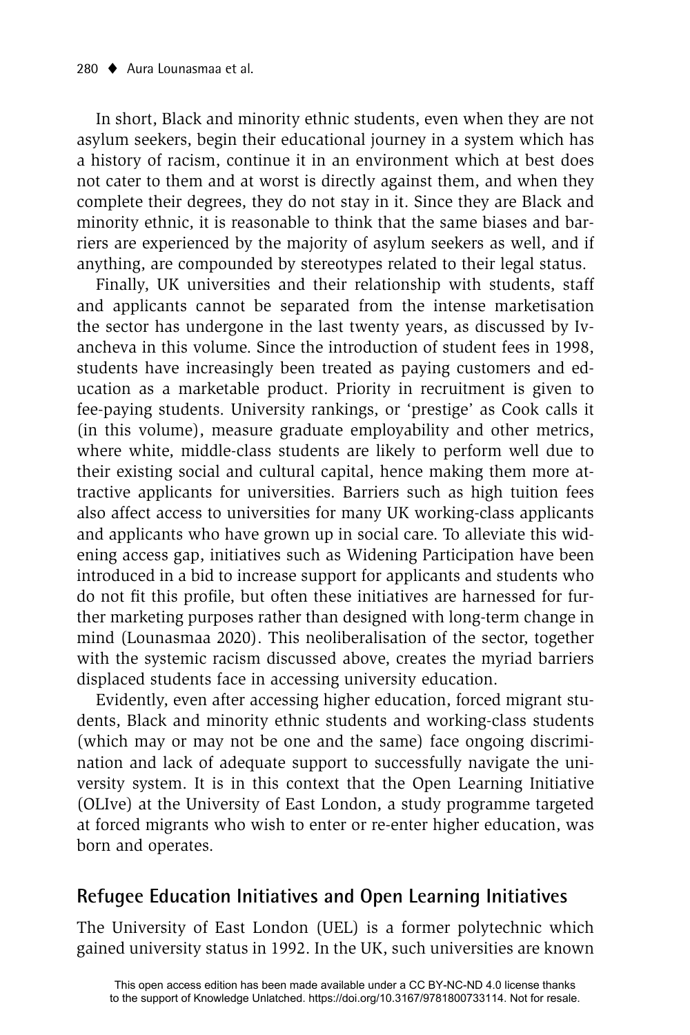In short, Black and minority ethnic students, even when they are not asylum seekers, begin their educational journey in a system which has a history of racism, continue it in an environment which at best does not cater to them and at worst is directly against them, and when they complete their degrees, they do not stay in it. Since they are Black and minority ethnic, it is reasonable to think that the same biases and barriers are experienced by the majority of asylum seekers as well, and if anything, are compounded by stereotypes related to their legal status.

Finally, UK universities and their relationship with students, staff and applicants cannot be separated from the intense marketisation the sector has undergone in the last twenty years, as discussed by Ivancheva in this volume. Since the introduction of student fees in 1998, students have increasingly been treated as paying customers and education as a marketable product. Priority in recruitment is given to fee-paying students. University rankings, or 'prestige' as Cook calls it (in this volume), measure graduate employability and other metrics, where white, middle-class students are likely to perform well due to their existing social and cultural capital, hence making them more attractive applicants for universities. Barriers such as high tuition fees also affect access to universities for many UK working-class applicants and applicants who have grown up in social care. To alleviate this widening access gap, initiatives such as Widening Participation have been introduced in a bid to increase support for applicants and students who do not fit this profile, but often these initiatives are harnessed for further marketing purposes rather than designed with long-term change in mind (Lounasmaa 2020). This neoliberalisation of the sector, together with the systemic racism discussed above, creates the myriad barriers displaced students face in accessing university education.

Evidently, even after accessing higher education, forced migrant students, Black and minority ethnic students and working-class students (which may or may not be one and the same) face ongoing discrimination and lack of adequate support to successfully navigate the university system. It is in this context that the Open Learning Initiative (OLIve) at the University of East London, a study programme targeted at forced migrants who wish to enter or re-enter higher education, was born and operates.

## Refugee Education Initiatives and Open Learning Initiatives

The University of East London (UEL) is a former polytechnic which gained university status in 1992. In the UK, such universities are known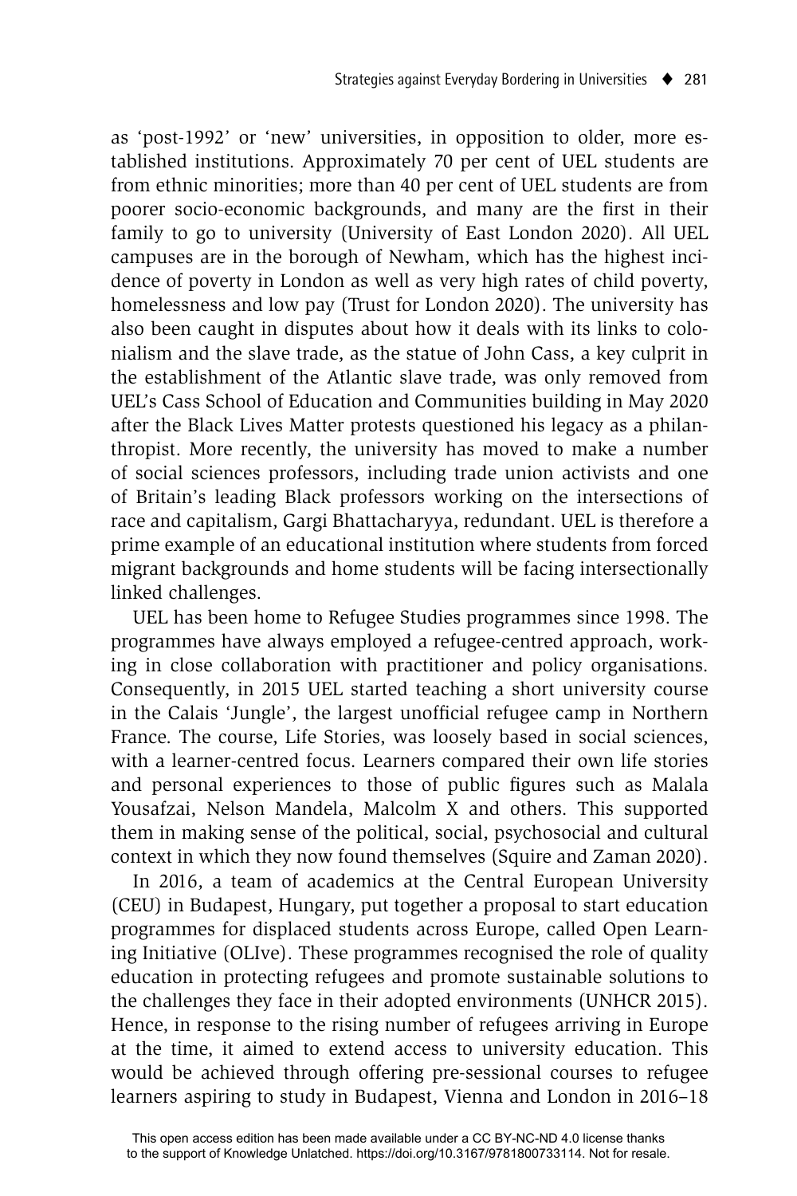as 'post-1992' or 'new' universities, in opposition to older, more established institutions. Approximately 70 per cent of UEL students are from ethnic minorities; more than 40 per cent of UEL students are from poorer socio-economic backgrounds, and many are the first in their family to go to university (University of East London 2020). All UEL campuses are in the borough of Newham, which has the highest incidence of poverty in London as well as very high rates of child poverty, homelessness and low pay (Trust for London 2020). The university has also been caught in disputes about how it deals with its links to colonialism and the slave trade, as the statue of John Cass, a key culprit in the establishment of the Atlantic slave trade, was only removed from UEL's Cass School of Education and Communities building in May 2020 after the Black Lives Matter protests questioned his legacy as a philanthropist. More recently, the university has moved to make a number of social sciences professors, including trade union activists and one of Britain's leading Black professors working on the intersections of race and capitalism, Gargi Bhattacharyya, redundant. UEL is therefore a prime example of an educational institution where students from forced migrant backgrounds and home students will be facing intersectionally linked challenges.

UEL has been home to Refugee Studies programmes since 1998. The programmes have always employed a refugee-centred approach, working in close collaboration with practitioner and policy organisations. Consequently, in 2015 UEL started teaching a short university course in the Calais 'Jungle', the largest unofficial refugee camp in Northern France. The course, Life Stories, was loosely based in social sciences, with a learner-centred focus. Learners compared their own life stories and personal experiences to those of public figures such as Malala Yousafzai, Nelson Mandela, Malcolm X and others. This supported them in making sense of the political, social, psychosocial and cultural context in which they now found themselves (Squire and Zaman 2020).

In 2016, a team of academics at the Central European University (CEU) in Budapest, Hungary, put together a proposal to start education programmes for displaced students across Europe, called Open Learning Initiative (OLIve). These programmes recognised the role of quality education in protecting refugees and promote sustainable solutions to the challenges they face in their adopted environments (UNHCR 2015). Hence, in response to the rising number of refugees arriving in Europe at the time, it aimed to extend access to university education. This would be achieved through offering pre-sessional courses to refugee learners aspiring to study in Budapest, Vienna and London in 2016–18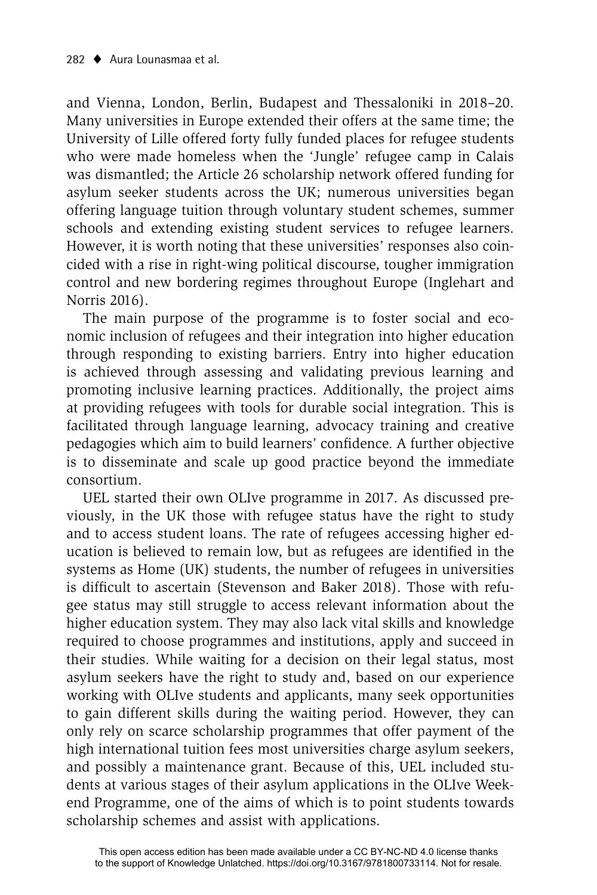and Vienna, London, Berlin, Budapest and Thessaloniki in 2018–20. Many universities in Europe extended their offers at the same time; the University of Lille offered forty fully funded places for refugee students who were made homeless when the 'Jungle' refugee camp in Calais was dismantled; the Article 26 scholarship network offered funding for asylum seeker students across the UK; numerous universities began offering language tuition through voluntary student schemes, summer schools and extending existing student services to refugee learners. However, it is worth noting that these universities' responses also coincided with a rise in right-wing political discourse, tougher immigration control and new bordering regimes throughout Europe (Inglehart and Norris 2016).

The main purpose of the programme is to foster social and economic inclusion of refugees and their integration into higher education through responding to existing barriers. Entry into higher education is achieved through assessing and validating previous learning and promoting inclusive learning practices. Additionally, the project aims at providing refugees with tools for durable social integration. This is facilitated through language learning, advocacy training and creative pedagogies which aim to build learners' confidence. A further objective is to disseminate and scale up good practice beyond the immediate consortium.

UEL started their own OLIve programme in 2017. As discussed previously, in the UK those with refugee status have the right to study and to access student loans. The rate of refugees accessing higher education is believed to remain low, but as refugees are identified in the systems as Home (UK) students, the number of refugees in universities is difficult to ascertain (Stevenson and Baker 2018). Those with refugee status may still struggle to access relevant information about the higher education system. They may also lack vital skills and knowledge required to choose programmes and institutions, apply and succeed in their studies. While waiting for a decision on their legal status, most asylum seekers have the right to study and, based on our experience working with OLIve students and applicants, many seek opportunities to gain different skills during the waiting period. However, they can only rely on scarce scholarship programmes that offer payment of the high international tuition fees most universities charge asylum seekers, and possibly a maintenance grant. Because of this, UEL included students at various stages of their asylum applications in the OLIve Weekend Programme, one of the aims of which is to point students towards scholarship schemes and assist with applications.

This open access edition has been made available under a CC BY-NC-ND 4.0 license thanks to the support of Knowledge Unlatched. https://doi.org/10.3167/9781800733114. Not for resale.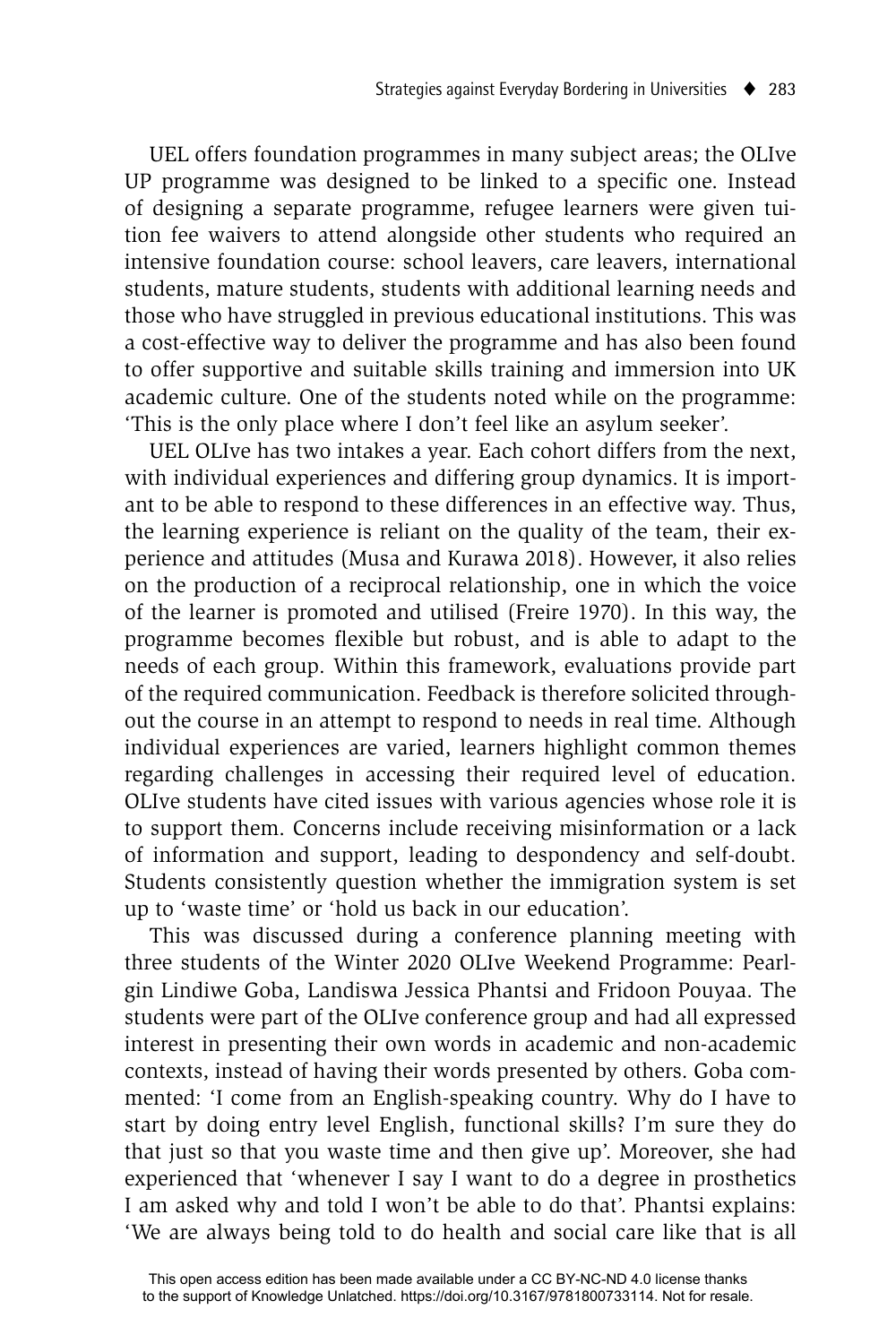UEL offers foundation programmes in many subject areas; the OLIve UP programme was designed to be linked to a specific one. Instead of designing a separate programme, refugee learners were given tuition fee waivers to attend alongside other students who required an intensive foundation course: school leavers, care leavers, international students, mature students, students with additional learning needs and those who have struggled in previous educational institutions. This was a cost-effective way to deliver the programme and has also been found to offer supportive and suitable skills training and immersion into UK academic culture. One of the students noted while on the programme: 'This is the only place where I don't feel like an asylum seeker'.

UEL OLIve has two intakes a year. Each cohort differs from the next, with individual experiences and differing group dynamics. It is important to be able to respond to these differences in an effective way. Thus, the learning experience is reliant on the quality of the team, their experience and attitudes (Musa and Kurawa 2018). However, it also relies on the production of a reciprocal relationship, one in which the voice of the learner is promoted and utilised (Freire 1970). In this way, the programme becomes flexible but robust, and is able to adapt to the needs of each group. Within this framework, evaluations provide part of the required communication. Feedback is therefore solicited throughout the course in an attempt to respond to needs in real time. Although individual experiences are varied, learners highlight common themes regarding challenges in accessing their required level of education. OLIve students have cited issues with various agencies whose role it is to support them. Concerns include receiving misinformation or a lack of information and support, leading to despondency and self-doubt. Students consistently question whether the immigration system is set up to 'waste time' or 'hold us back in our education'.

This was discussed during a conference planning meeting with three students of the Winter 2020 OLIve Weekend Programme: Pearlgin Lindiwe Goba, Landiswa Jessica Phantsi and Fridoon Pouyaa. The students were part of the OLIve conference group and had all expressed interest in presenting their own words in academic and non-academic contexts, instead of having their words presented by others. Goba commented: 'I come from an English-speaking country. Why do I have to start by doing entry level English, functional skills? I'm sure they do that just so that you waste time and then give up'. Moreover, she had experienced that 'whenever I say I want to do a degree in prosthetics I am asked why and told I won't be able to do that'. Phantsi explains: 'We are always being told to do health and social care like that is all

This open access edition has been made available under a CC BY-NC-ND 4.0 license thanks to the support of Knowledge Unlatched. https://doi.org/10.3167/9781800733114. Not for resale.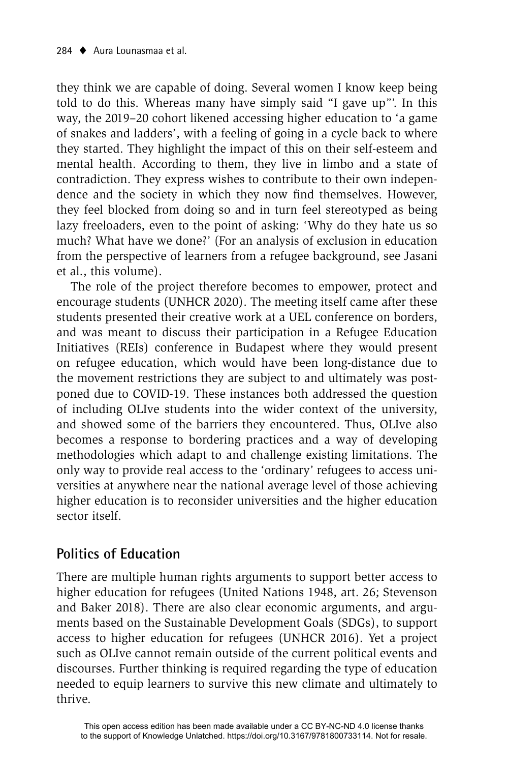they think we are capable of doing. Several women I know keep being told to do this. Whereas many have simply said "I gave up"'. In this way, the 2019–20 cohort likened accessing higher education to 'a game of snakes and ladders', with a feeling of going in a cycle back to where they started. They highlight the impact of this on their self-esteem and mental health. According to them, they live in limbo and a state of contradiction. They express wishes to contribute to their own independence and the society in which they now find themselves. However, they feel blocked from doing so and in turn feel stereotyped as being lazy freeloaders, even to the point of asking: 'Why do they hate us so much? What have we done?' (For an analysis of exclusion in education from the perspective of learners from a refugee background, see Jasani et al., this volume).

The role of the project therefore becomes to empower, protect and encourage students (UNHCR 2020). The meeting itself came after these students presented their creative work at a UEL conference on borders, and was meant to discuss their participation in a Refugee Education Initiatives (REIs) conference in Budapest where they would present on refugee education, which would have been long-distance due to the movement restrictions they are subject to and ultimately was postponed due to COVID-19. These instances both addressed the question of including OLIve students into the wider context of the university, and showed some of the barriers they encountered. Thus, OLIve also becomes a response to bordering practices and a way of developing methodologies which adapt to and challenge existing limitations. The only way to provide real access to the 'ordinary' refugees to access universities at anywhere near the national average level of those achieving higher education is to reconsider universities and the higher education sector itself.

## Politics of Education

There are multiple human rights arguments to support better access to higher education for refugees (United Nations 1948, art. 26; Stevenson and Baker 2018). There are also clear economic arguments, and arguments based on the Sustainable Development Goals (SDGs), to support access to higher education for refugees (UNHCR 2016). Yet a project such as OLIve cannot remain outside of the current political events and discourses. Further thinking is required regarding the type of education needed to equip learners to survive this new climate and ultimately to thrive.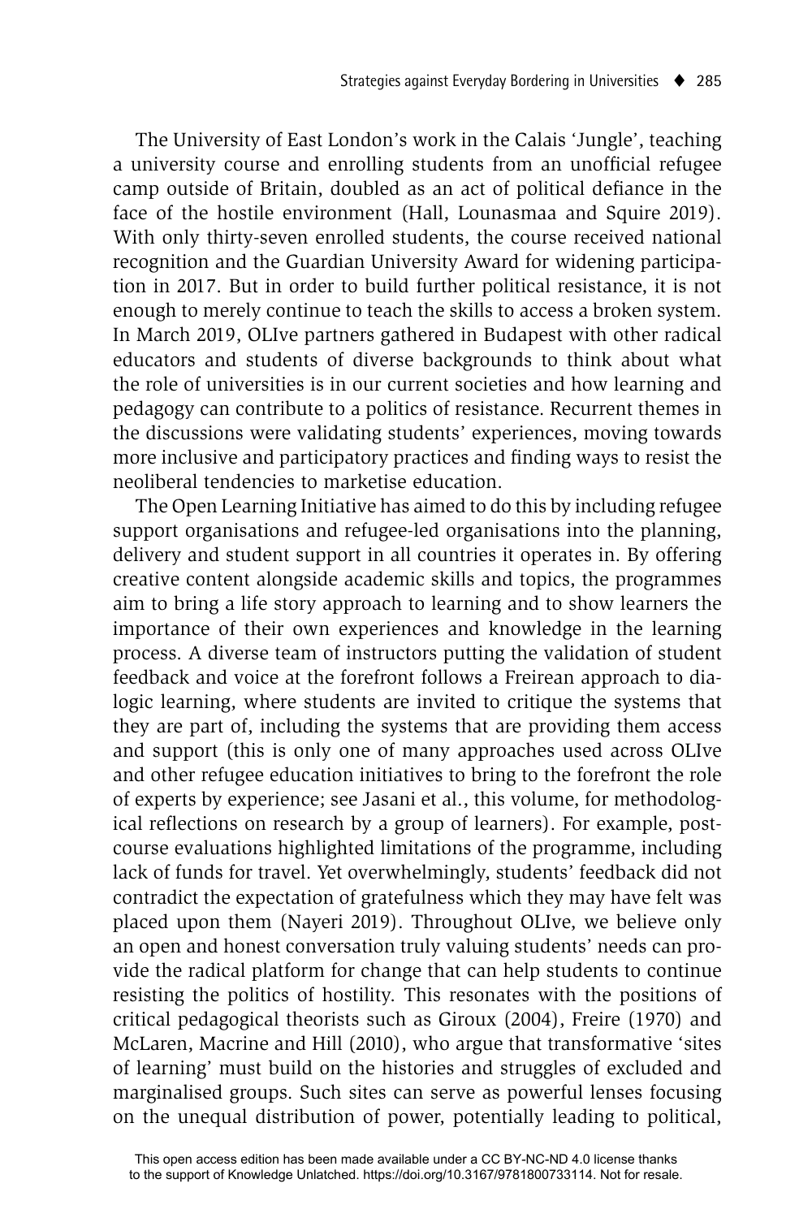The University of East London's work in the Calais 'Jungle', teaching a university course and enrolling students from an unofficial refugee camp outside of Britain, doubled as an act of political defiance in the face of the hostile environment (Hall, Lounasmaa and Squire 2019). With only thirty-seven enrolled students, the course received national recognition and the Guardian University Award for widening participation in 2017. But in order to build further political resistance, it is not enough to merely continue to teach the skills to access a broken system. In March 2019, OLIve partners gathered in Budapest with other radical educators and students of diverse backgrounds to think about what the role of universities is in our current societies and how learning and pedagogy can contribute to a politics of resistance. Recurrent themes in the discussions were validating students' experiences, moving towards more inclusive and participatory practices and finding ways to resist the neoliberal tendencies to marketise education.

The Open Learning Initiative has aimed to do this by including refugee support organisations and refugee-led organisations into the planning, delivery and student support in all countries it operates in. By offering creative content alongside academic skills and topics, the programmes aim to bring a life story approach to learning and to show learners the importance of their own experiences and knowledge in the learning process. A diverse team of instructors putting the validation of student feedback and voice at the forefront follows a Freirean approach to dialogic learning, where students are invited to critique the systems that they are part of, including the systems that are providing them access and support (this is only one of many approaches used across OLIve and other refugee education initiatives to bring to the forefront the role of experts by experience; see Jasani et al., this volume, for methodological reflections on research by a group of learners). For example, post-course evaluations highlighted limitations of the programme, including lack of funds for travel. Yet overwhelmingly, students' feedback did not contradict the expectation of gratefulness which they may have felt was placed upon them (Nayeri 2019). Throughout OLIve, we believe only an open and honest conversation truly valuing students' needs can provide the radical platform for change that can help students to continue resisting the politics of hostility. This resonates with the positions of critical pedagogical theorists such as Giroux (2004), Freire (1970) and McLaren, Macrine and Hill (2010), who argue that transformative 'sites of learning' must build on the histories and struggles of excluded and marginalised groups. Such sites can serve as powerful lenses focusing on the unequal distribution of power, potentially leading to political,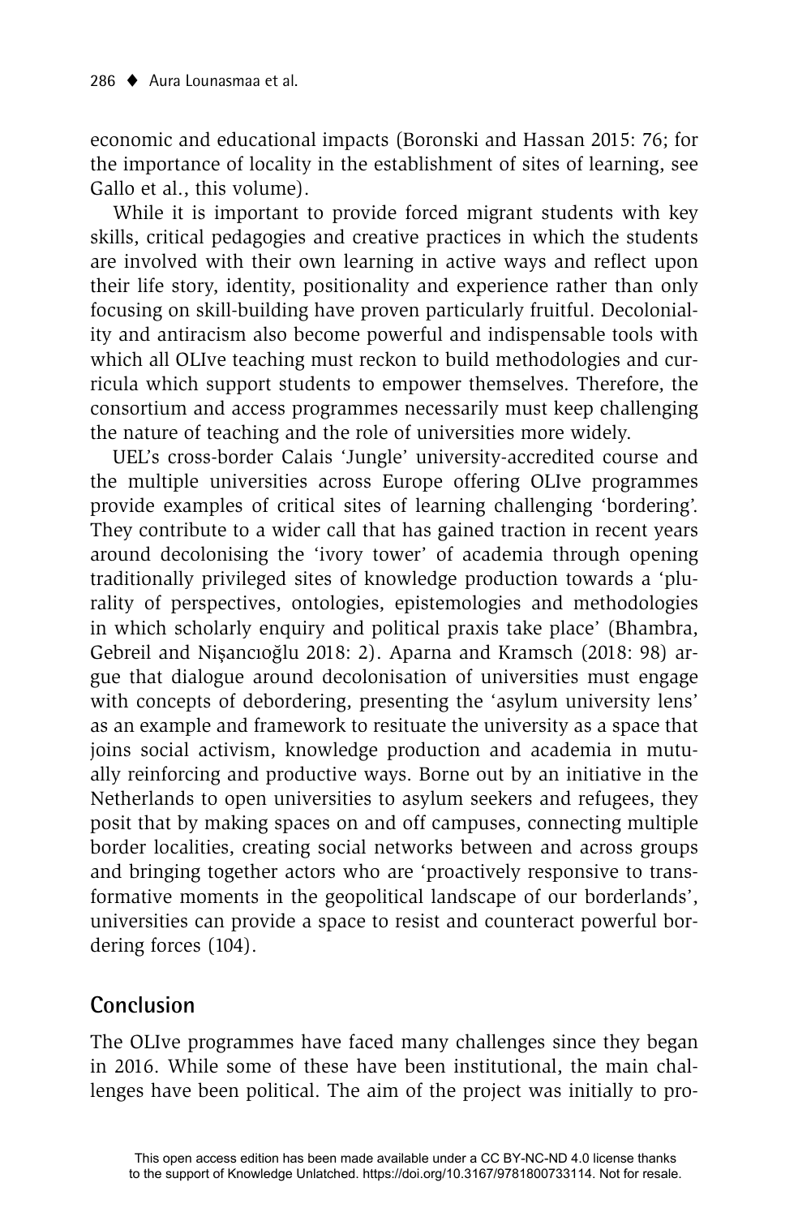economic and educational impacts (Boronski and Hassan 2015: 76; for the importance of locality in the establishment of sites of learning, see Gallo et al., this volume).

While it is important to provide forced migrant students with key skills, critical pedagogies and creative practices in which the students are involved with their own learning in active ways and reflect upon their life story, identity, positionality and experience rather than only focusing on skill-building have proven particularly fruitful. Decoloniality and antiracism also become powerful and indispensable tools with which all OLIve teaching must reckon to build methodologies and curricula which support students to empower themselves. Therefore, the consortium and access programmes necessarily must keep challenging the nature of teaching and the role of universities more widely.

UEL's cross-border Calais 'Jungle' university-accredited course and the multiple universities across Europe offering OLIve programmes provide examples of critical sites of learning challenging 'bordering'. They contribute to a wider call that has gained traction in recent years around decolonising the 'ivory tower' of academia through opening traditionally privileged sites of knowledge production towards a 'plurality of perspectives, ontologies, epistemologies and methodologies in which scholarly enquiry and political praxis take place' (Bhambra, Gebreil and Nişancıoğlu 2018: 2). Aparna and Kramsch (2018: 98) argue that dialogue around decolonisation of universities must engage with concepts of debordering, presenting the 'asylum university lens' as an example and framework to resituate the university as a space that joins social activism, knowledge production and academia in mutually reinforcing and productive ways. Borne out by an initiative in the Netherlands to open universities to asylum seekers and refugees, they posit that by making spaces on and off campuses, connecting multiple border localities, creating social networks between and across groups and bringing together actors who are 'proactively responsive to transformative moments in the geopolitical landscape of our borderlands', universities can provide a space to resist and counteract powerful bordering forces (104).

## Conclusion

The OLIve programmes have faced many challenges since they began in 2016. While some of these have been institutional, the main challenges have been political. The aim of the project was initially to pro-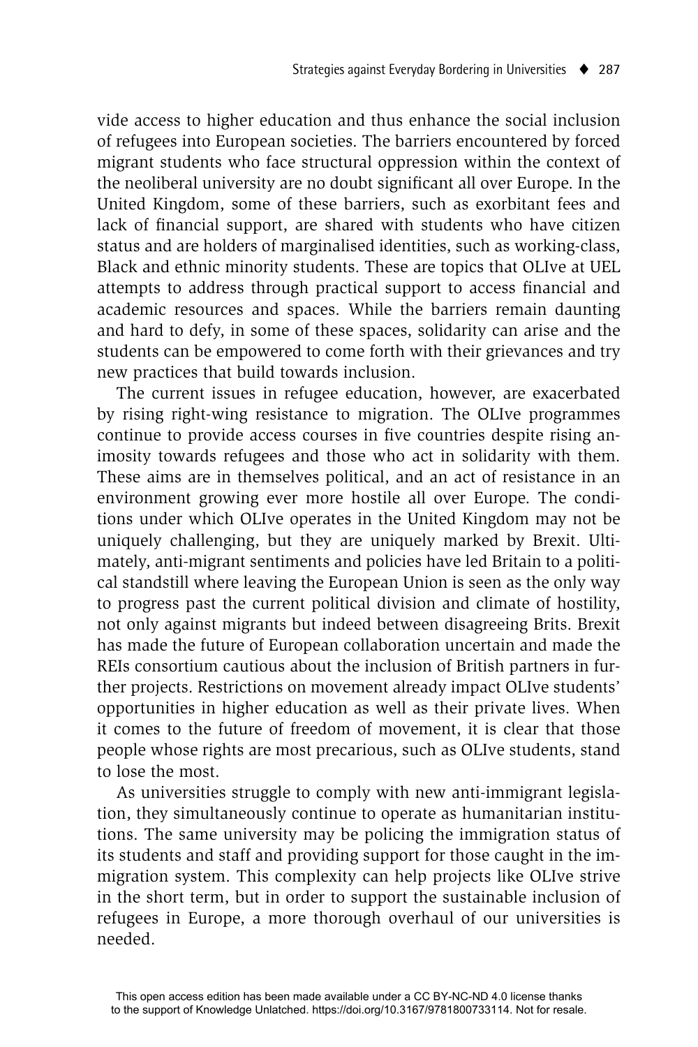vide access to higher education and thus enhance the social inclusion of refugees into European societies. The barriers encountered by forced migrant students who face structural oppression within the context of the neoliberal university are no doubt significant all over Europe. In the United Kingdom, some of these barriers, such as exorbitant fees and lack of financial support, are shared with students who have citizen status and are holders of marginalised identities, such as working-class, Black and ethnic minority students. These are topics that OLIve at UEL attempts to address through practical support to access financial and academic resources and spaces. While the barriers remain daunting and hard to defy, in some of these spaces, solidarity can arise and the students can be empowered to come forth with their grievances and try new practices that build towards inclusion.

The current issues in refugee education, however, are exacerbated by rising right-wing resistance to migration. The OLIve programmes continue to provide access courses in five countries despite rising animosity towards refugees and those who act in solidarity with them. These aims are in themselves political, and an act of resistance in an environment growing ever more hostile all over Europe. The conditions under which OLIve operates in the United Kingdom may not be uniquely challenging, but they are uniquely marked by Brexit. Ultimately, anti-migrant sentiments and policies have led Britain to a political standstill where leaving the European Union is seen as the only way to progress past the current political division and climate of hostility, not only against migrants but indeed between disagreeing Brits. Brexit has made the future of European collaboration uncertain and made the REIs consortium cautious about the inclusion of British partners in further projects. Restrictions on movement already impact OLIve students' opportunities in higher education as well as their private lives. When it comes to the future of freedom of movement, it is clear that those people whose rights are most precarious, such as OLIve students, stand to lose the most.

As universities struggle to comply with new anti-immigrant legislation, they simultaneously continue to operate as humanitarian institutions. The same university may be policing the immigration status of its students and staff and providing support for those caught in the immigration system. This complexity can help projects like OLIve strive in the short term, but in order to support the sustainable inclusion of refugees in Europe, a more thorough overhaul of our universities is needed.

This open access edition has been made available under a CC BY-NC-ND 4.0 license thanks to the support of Knowledge Unlatched. https://doi.org/10.3167/9781800733114. Not for resale.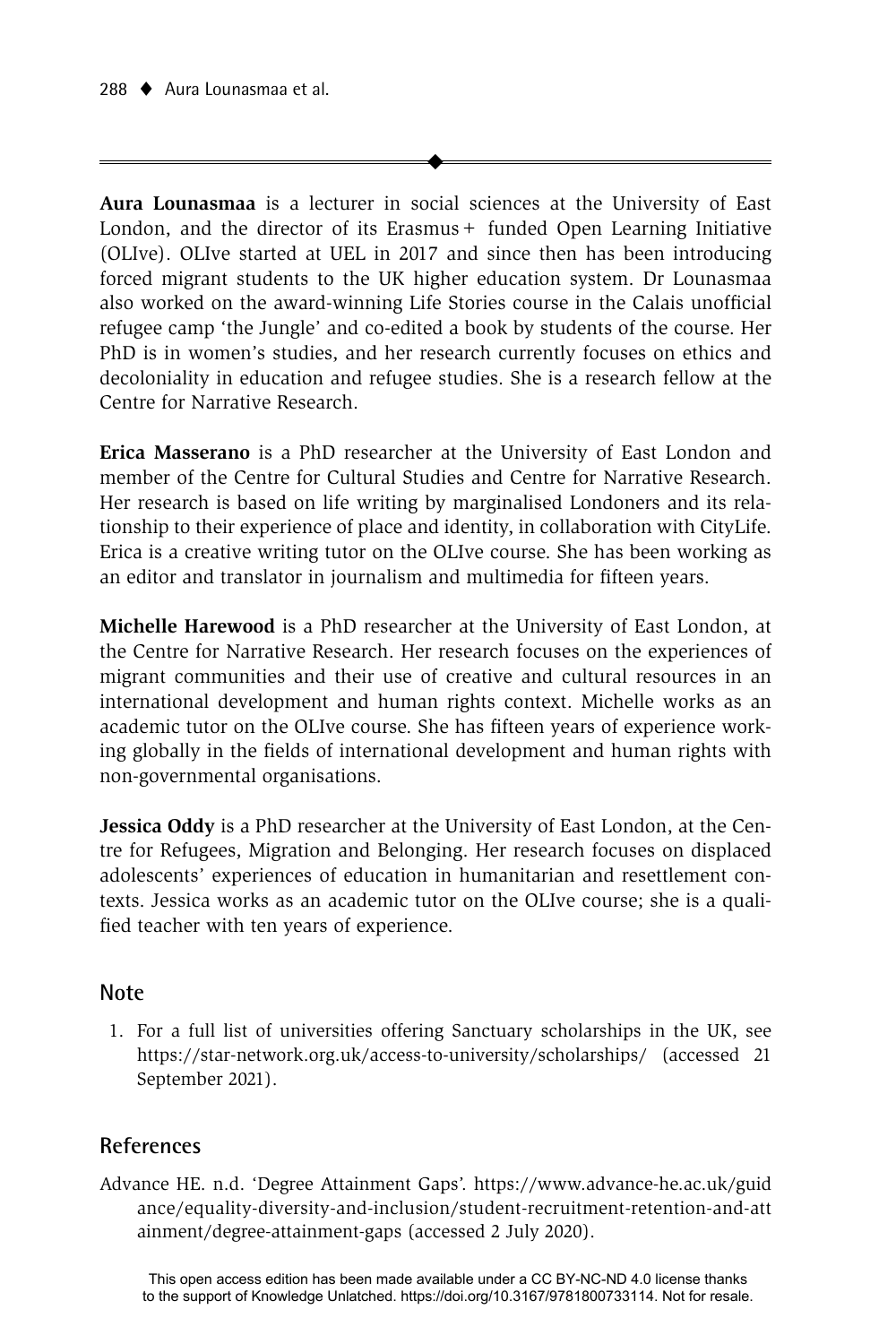**Aura Lounasmaa** is a lecturer in social sciences at the University of East London, and the director of its Erasmus+ funded Open Learning Initiative (OLIve). OLIve started at UEL in 2017 and since then has been introducing forced migrant students to the UK higher education system. Dr Lounasmaa also worked on the award-winning Life Stories course in the Calais unofficial refugee camp 'the Jungle' and co-edited a book by students of the course. Her PhD is in women's studies, and her research currently focuses on ethics and decoloniality in education and refugee studies. She is a research fellow at the Centre for Narrative Research.

**Erica Masserano** is a PhD researcher at the University of East London and member of the Centre for Cultural Studies and Centre for Narrative Research. Her research is based on life writing by marginalised Londoners and its relationship to their experience of place and identity, in collaboration with CityLife. Erica is a creative writing tutor on the OLIve course. She has been working as an editor and translator in journalism and multimedia for fifteen years.

**Michelle Harewood** is a PhD researcher at the University of East London, at the Centre for Narrative Research. Her research focuses on the experiences of migrant communities and their use of creative and cultural resources in an international development and human rights context. Michelle works as an academic tutor on the OLIve course. She has fifteen years of experience working globally in the fields of international development and human rights with non-governmental organisations.

**Jessica Oddy** is a PhD researcher at the University of East London, at the Centre for Refugees, Migration and Belonging. Her research focuses on displaced adolescents' experiences of education in humanitarian and resettlement contexts. Jessica works as an academic tutor on the OLIve course; she is a qualified teacher with ten years of experience.

## Note

1. For a full list of universities offering Sanctuary scholarships in the UK, see https://star-network.org.uk/access-to-university/scholarships/ (accessed 21 September 2021).

## References

Advance HE. n.d. 'Degree Attainment Gaps'. https://www.advance-he.ac.uk/guidance/equality-diversity-and-inclusion/student-recruitment-retention-and-attainment/degree-attainment-gaps (accessed 2 July 2020).

This open access edition has been made available under a CC BY-NC-ND 4.0 license thanks to the support of Knowledge Unlatched. https://doi.org/10.3167/9781800733114. Not for resale.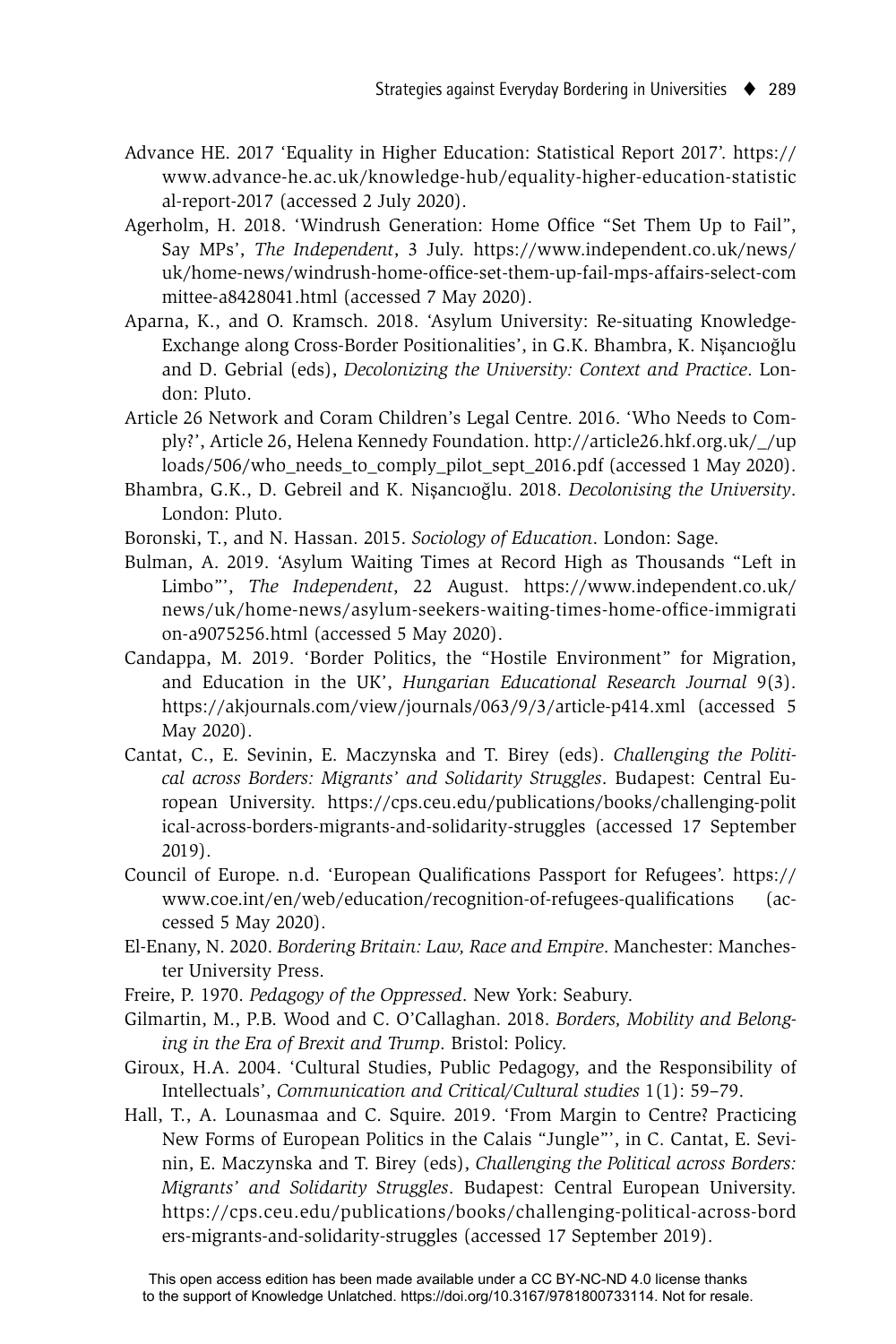Advance HE. 2017 'Equality in Higher Education: Statistical Report 2017'. https://www.advance-he.ac.uk/knowledge-hub/equality-higher-education-statistical-report-2017 (accessed 2 July 2020).

Agerholm, H. 2018. 'Windrush Generation: Home Office "Set Them Up to Fail", Say MPs', *The Independent*, 3 July. https://www.independent.co.uk/news/uk/home-news/windrush-home-office-set-them-up-fail-mps-affairs-select-committee-a8428041.html (accessed 7 May 2020).

Aparna, K., and O. Kramsch. 2018. 'Asylum University: Re-situating Knowledge-Exchange along Cross-Border Positionalities', in G.K. Bhambra, K. Nişancıoğlu and D. Gebrial (eds), *Decolonizing the University: Context and Practice*. London: Pluto.

Article 26 Network and Coram Children's Legal Centre. 2016. 'Who Needs to Comply?', Article 26, Helena Kennedy Foundation. http://article26.hkf.org.uk/_/uploads/506/who_needs_to_comply_pilot_sept_2016.pdf (accessed 1 May 2020).

Bhambra, G.K., D. Gebreil and K. Nişancıoğlu. 2018. *Decolonising the University*. London: Pluto.

Boronski, T., and N. Hassan. 2015. *Sociology of Education*. London: Sage.

Bulman, A. 2019. 'Asylum Waiting Times at Record High as Thousands "Left in Limbo"', *The Independent*, 22 August. https://www.independent.co.uk/news/uk/home-news/asylum-seekers-waiting-times-home-office-immigration-a9075256.html (accessed 5 May 2020).

Candappa, M. 2019. 'Border Politics, the "Hostile Environment" for Migration, and Education in the UK', *Hungarian Educational Research Journal* 9(3). https://akjournals.com/view/journals/063/9/3/article-p414.xml (accessed 5 May 2020).

Cantat, C., E. Sevinin, E. Maczynska and T. Birey (eds). *Challenging the Political across Borders: Migrants' and Solidarity Struggles*. Budapest: Central European University. https://cps.ceu.edu/publications/books/challenging-political-across-borders-migrants-and-solidarity-struggles (accessed 17 September 2019).

Council of Europe. n.d. 'European Qualifications Passport for Refugees'. https://www.coe.int/en/web/education/recognition-of-refugees-qualifications (accessed 5 May 2020).

El-Enany, N. 2020. *Bordering Britain: Law, Race and Empire*. Manchester: Manchester University Press.

Freire, P. 1970. *Pedagogy of the Oppressed*. New York: Seabury.

Gilmartin, M., P.B. Wood and C. O'Callaghan. 2018. *Borders, Mobility and Belonging in the Era of Brexit and Trump*. Bristol: Policy.

Giroux, H.A. 2004. 'Cultural Studies, Public Pedagogy, and the Responsibility of Intellectuals', *Communication and Critical/Cultural studies* 1(1): 59–79.

Hall, T., A. Lounasmaa and C. Squire. 2019. 'From Margin to Centre? Practicing New Forms of European Politics in the Calais "Jungle"', in C. Cantat, E. Sevinin, E. Maczynska and T. Birey (eds), *Challenging the Political across Borders: Migrants' and Solidarity Struggles*. Budapest: Central European University. https://cps.ceu.edu/publications/books/challenging-political-across-borders-migrants-and-solidarity-struggles (accessed 17 September 2019).

This open access edition has been made available under a CC BY-NC-ND 4.0 license thanks to the support of Knowledge Unlatched. https://doi.org/10.3167/9781800733114. Not for resale.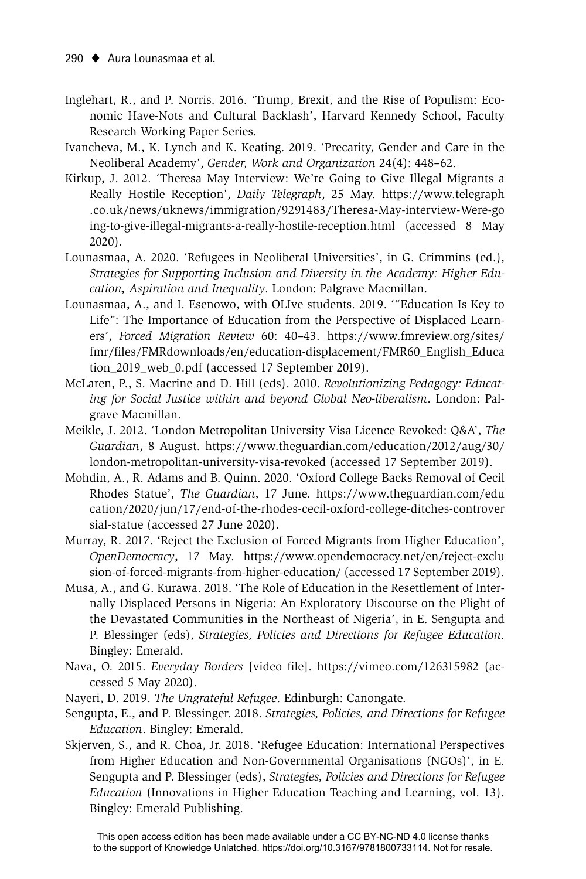Inglehart, R., and P. Norris. 2016. 'Trump, Brexit, and the Rise of Populism: Economic Have-Nots and Cultural Backlash', Harvard Kennedy School, Faculty Research Working Paper Series.

Ivancheva, M., K. Lynch and K. Keating. 2019. 'Precarity, Gender and Care in the Neoliberal Academy', *Gender, Work and Organization* 24(4): 448–62.

Kirkup, J. 2012. 'Theresa May Interview: We're Going to Give Illegal Migrants a Really Hostile Reception', *Daily Telegraph*, 25 May. https://www.telegraph.co.uk/news/uknews/immigration/9291483/Theresa-May-interview-Were-going-to-give-illegal-migrants-a-really-hostile-reception.html (accessed 8 May 2020).

Lounasmaa, A. 2020. 'Refugees in Neoliberal Universities', in G. Crimmins (ed.), *Strategies for Supporting Inclusion and Diversity in the Academy: Higher Education, Aspiration and Inequality*. London: Palgrave Macmillan.

Lounasmaa, A., and I. Esenowo, with OLIve students. 2019. '"Education Is Key to Life": The Importance of Education from the Perspective of Displaced Learners', *Forced Migration Review* 60: 40–43. https://www.fmreview.org/sites/fmr/files/FMRdownloads/en/education-displacement/FMR60_English_Education_2019_web_0.pdf (accessed 17 September 2019).

McLaren, P., S. Macrine and D. Hill (eds). 2010. *Revolutionizing Pedagogy: Educating for Social Justice within and beyond Global Neo-liberalism*. London: Palgrave Macmillan.

Meikle, J. 2012. 'London Metropolitan University Visa Licence Revoked: Q&A', *The Guardian*, 8 August. https://www.theguardian.com/education/2012/aug/30/london-metropolitan-university-visa-revoked (accessed 17 September 2019).

Mohdin, A., R. Adams and B. Quinn. 2020. 'Oxford College Backs Removal of Cecil Rhodes Statue', *The Guardian*, 17 June. https://www.theguardian.com/education/2020/jun/17/end-of-the-rhodes-cecil-oxford-college-ditches-controversial-statue (accessed 27 June 2020).

Murray, R. 2017. 'Reject the Exclusion of Forced Migrants from Higher Education', *OpenDemocracy*, 17 May. https://www.opendemocracy.net/en/reject-exclusion-of-forced-migrants-from-higher-education/ (accessed 17 September 2019).

Musa, A., and G. Kurawa. 2018. 'The Role of Education in the Resettlement of Internally Displaced Persons in Nigeria: An Exploratory Discourse on the Plight of the Devastated Communities in the Northeast of Nigeria', in E. Sengupta and P. Blessinger (eds), *Strategies, Policies and Directions for Refugee Education*. Bingley: Emerald.

Nava, O. 2015. *Everyday Borders* [video file]. https://vimeo.com/126315982 (accessed 5 May 2020).

Nayeri, D. 2019. *The Ungrateful Refugee*. Edinburgh: Canongate.

Sengupta, E., and P. Blessinger. 2018. *Strategies, Policies, and Directions for Refugee Education*. Bingley: Emerald.

Skjerven, S., and R. Choa, Jr. 2018. 'Refugee Education: International Perspectives from Higher Education and Non-Governmental Organisations (NGOs)', in E. Sengupta and P. Blessinger (eds), *Strategies, Policies and Directions for Refugee Education* (Innovations in Higher Education Teaching and Learning, vol. 13). Bingley: Emerald Publishing.

This open access edition has been made available under a CC BY-NC-ND 4.0 license thanks to the support of Knowledge Unlatched. https://doi.org/10.3167/9781800733114. Not for resale.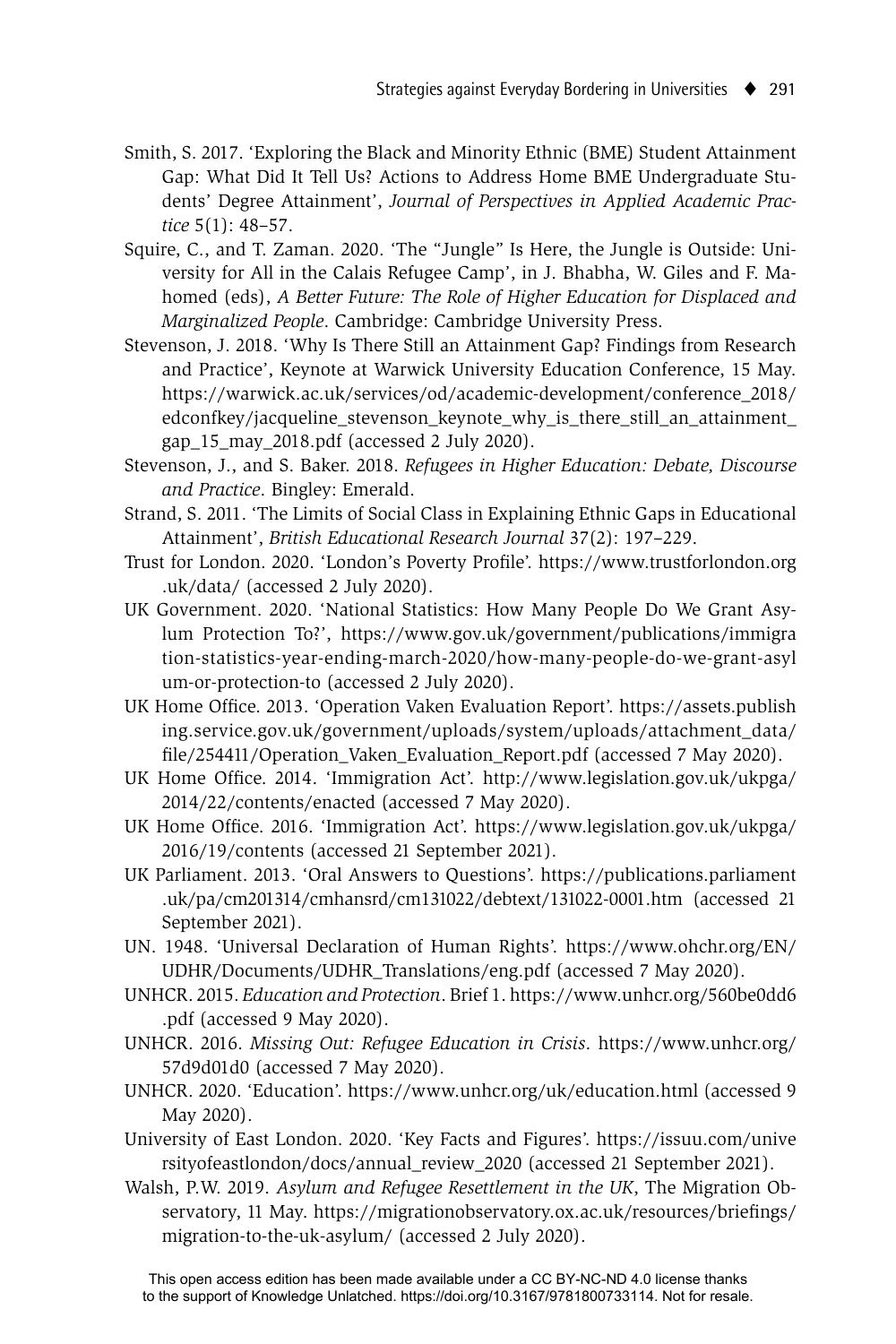Smith, S. 2017. 'Exploring the Black and Minority Ethnic (BME) Student Attainment Gap: What Did It Tell Us? Actions to Address Home BME Undergraduate Students' Degree Attainment', *Journal of Perspectives in Applied Academic Practice* 5(1): 48–57.

Squire, C., and T. Zaman. 2020. 'The "Jungle" Is Here, the Jungle is Outside: University for All in the Calais Refugee Camp', in J. Bhabha, W. Giles and F. Mahomed (eds), *A Better Future: The Role of Higher Education for Displaced and Marginalized People*. Cambridge: Cambridge University Press.

Stevenson, J. 2018. 'Why Is There Still an Attainment Gap? Findings from Research and Practice', Keynote at Warwick University Education Conference, 15 May. https://warwick.ac.uk/services/od/academic-development/conference_2018/edconfkey/jacqueline_stevenson_keynote_why_is_there_still_an_attainment_gap_15_may_2018.pdf (accessed 2 July 2020).

Stevenson, J., and S. Baker. 2018. *Refugees in Higher Education: Debate, Discourse and Practice*. Bingley: Emerald.

Strand, S. 2011. 'The Limits of Social Class in Explaining Ethnic Gaps in Educational Attainment', *British Educational Research Journal* 37(2): 197–229.

Trust for London. 2020. 'London's Poverty Profile'. https://www.trustforlondon.org.uk/data/ (accessed 2 July 2020).

UK Government. 2020. 'National Statistics: How Many People Do We Grant Asylum Protection To?', https://www.gov.uk/government/publications/immigration-statistics-year-ending-march-2020/how-many-people-do-we-grant-asylum-or-protection-to (accessed 2 July 2020).

UK Home Office. 2013. 'Operation Vaken Evaluation Report'. https://assets.publishing.service.gov.uk/government/uploads/system/uploads/attachment_data/file/254411/Operation_Vaken_Evaluation_Report.pdf (accessed 7 May 2020).

UK Home Office. 2014. 'Immigration Act'. http://www.legislation.gov.uk/ukpga/2014/22/contents/enacted (accessed 7 May 2020).

UK Home Office. 2016. 'Immigration Act'. https://www.legislation.gov.uk/ukpga/2016/19/contents (accessed 21 September 2021).

UK Parliament. 2013. 'Oral Answers to Questions'. https://publications.parliament.uk/pa/cm201314/cmhansrd/cm131022/debtext/131022-0001.htm (accessed 21 September 2021).

UN. 1948. 'Universal Declaration of Human Rights'. https://www.ohchr.org/EN/UDHR/Documents/UDHR_Translations/eng.pdf (accessed 7 May 2020).

UNHCR. 2015. *Education and Protection*. Brief 1. https://www.unhcr.org/560be0dd6.pdf (accessed 9 May 2020).

UNHCR. 2016. *Missing Out: Refugee Education in Crisis*. https://www.unhcr.org/57d9d01d0 (accessed 7 May 2020).

UNHCR. 2020. 'Education'. https://www.unhcr.org/uk/education.html (accessed 9 May 2020).

University of East London. 2020. 'Key Facts and Figures'. https://issuu.com/universityofeastlondon/docs/annual_review_2020 (accessed 21 September 2021).

Walsh, P.W. 2019. *Asylum and Refugee Resettlement in the UK*, The Migration Observatory, 11 May. https://migrationobservatory.ox.ac.uk/resources/briefings/migration-to-the-uk-asylum/ (accessed 2 July 2020).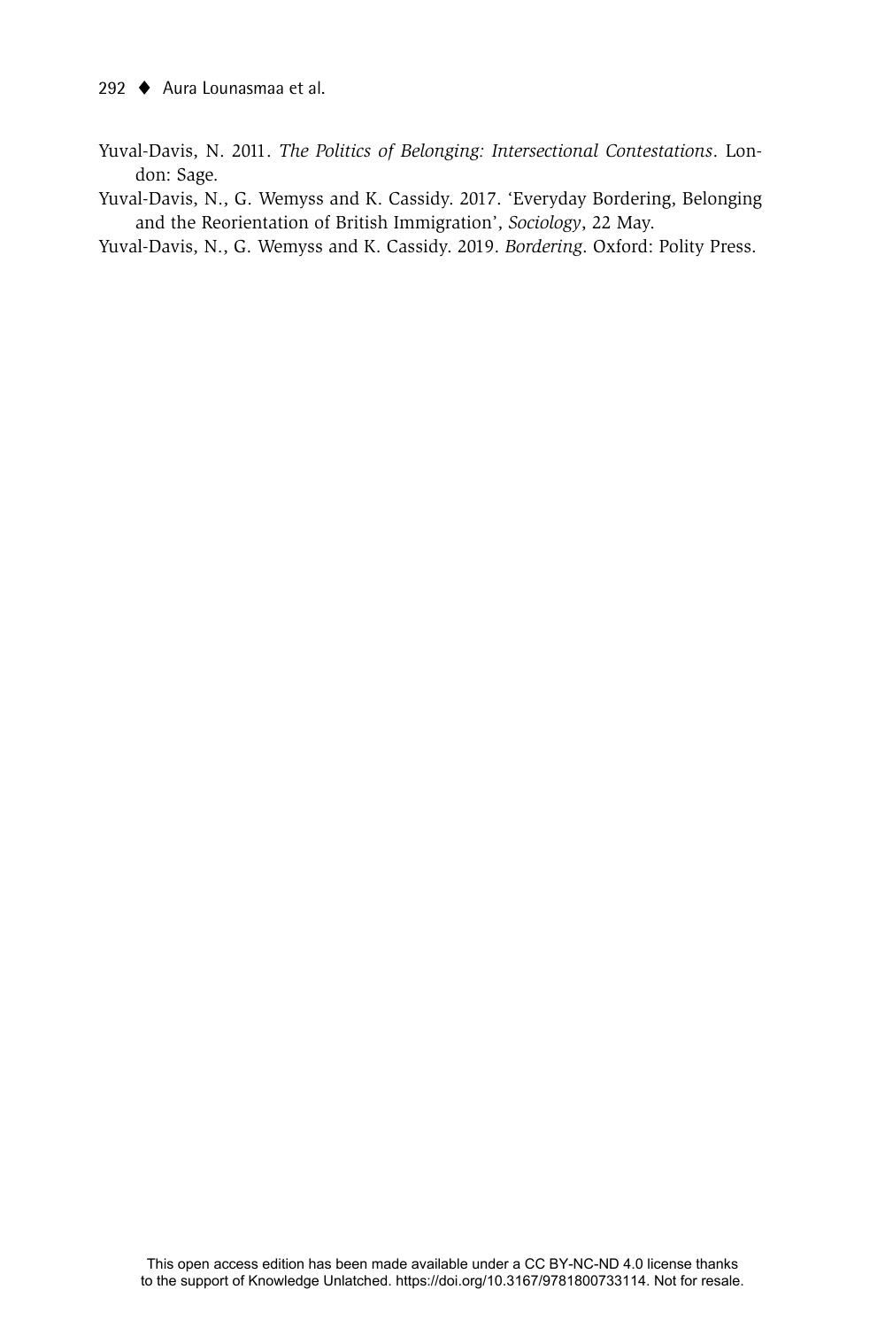Yuval-Davis, N. 2011. *The Politics of Belonging: Intersectional Contestations*. London: Sage.

Yuval-Davis, N., G. Wemyss and K. Cassidy. 2017. 'Everyday Bordering, Belonging and the Reorientation of British Immigration', *Sociology*, 22 May.

Yuval-Davis, N., G. Wemyss and K. Cassidy. 2019. *Bordering*. Oxford: Polity Press.

This open access edition has been made available under a CC BY-NC-ND 4.0 license thanks to the support of Knowledge Unlatched. https://doi.org/10.3167/9781800733114. Not for resale.